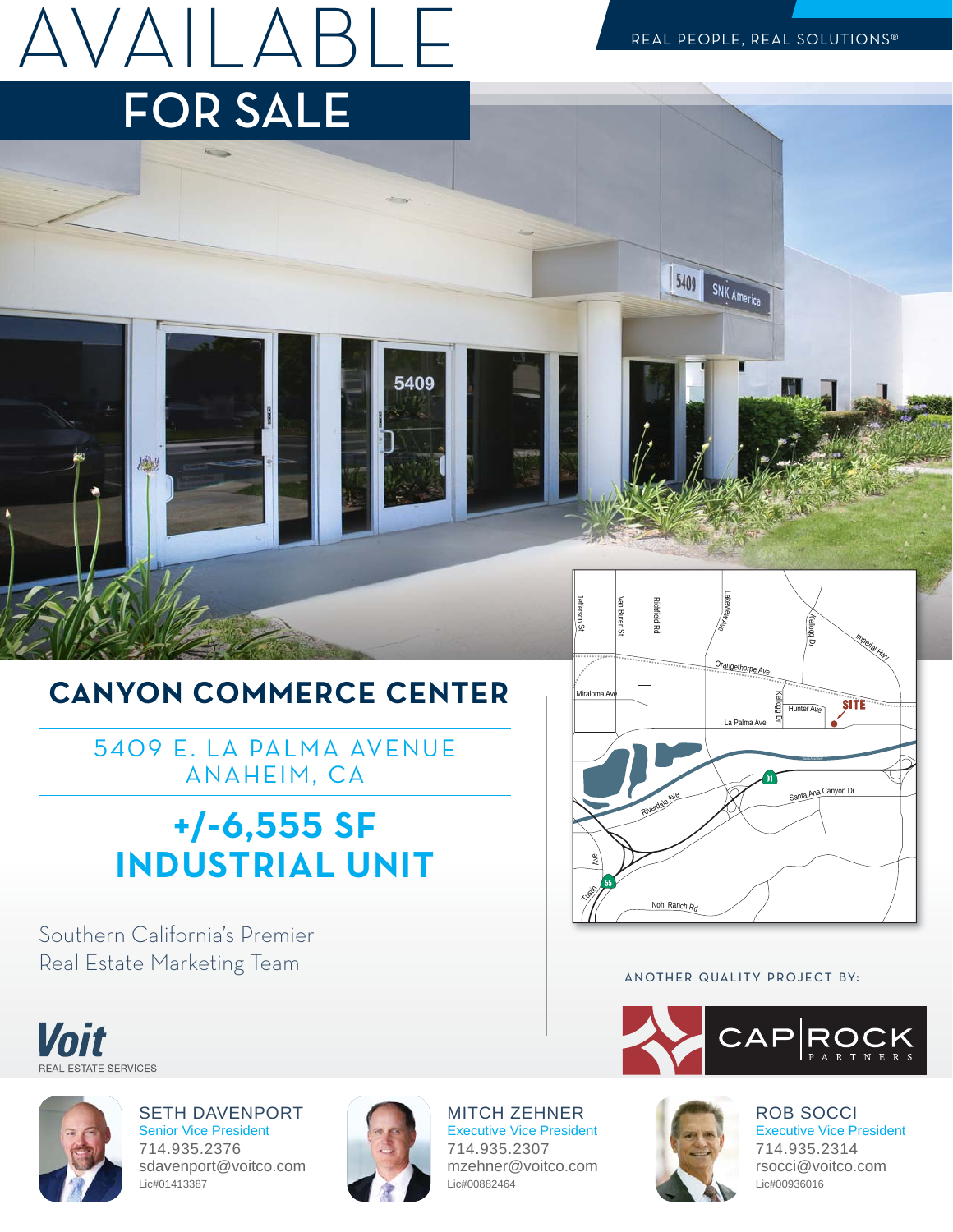# AVAILABLE

## FOR SALE

REAL PEOPLE, REAL SOLUTIONS®

## CANYON COMMERCE CENTER

5409 E. LA PALMA AVENUE
ANAHEIM, CA

## +/-6,555 SF INDUSTRIAL UNIT

Southern California's Premier Real Estate Marketing Team

Voit
REAL ESTATE SERVICES

ANOTHER QUALITY PROJECT BY:

CAPROCK PARTNERS

**SETH DAVENPORT**
Senior Vice President
714.935.2376
sdavenport@voitco.com
Lic#01413387

**MITCH ZEHNER**
Executive Vice President
714.935.2307
mzehner@voitco.com
Lic#00882464

**ROB SOCCI**
Executive Vice President
714.935.2314
rsocci@voitco.com
Lic#00936016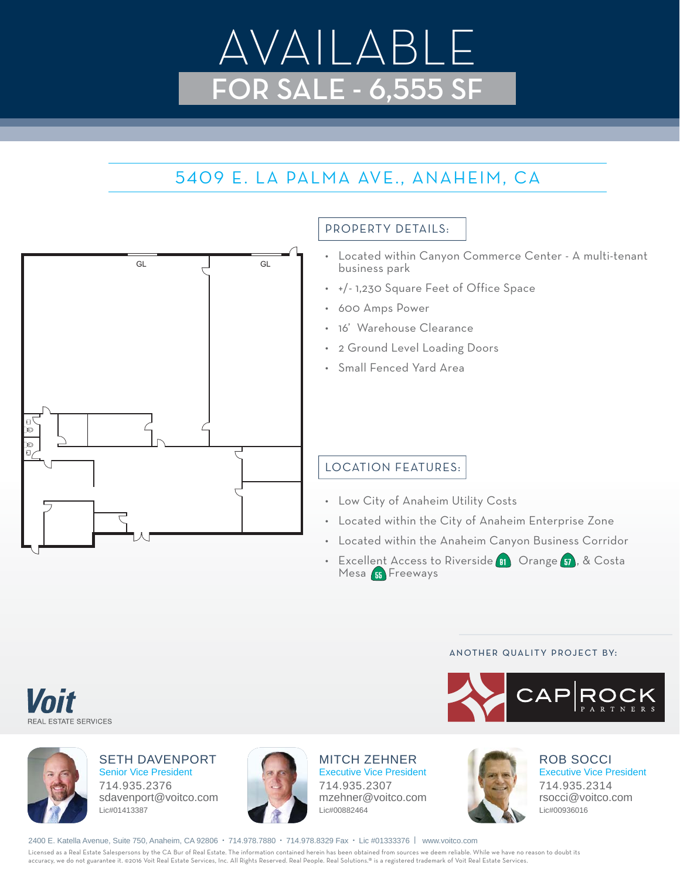# AVAILABLE

## FOR SALE - 6,555 SF

## 5409 E. LA PALMA AVE., ANAHEIM, CA

GL

GL

### PROPERTY DETAILS:

- Located within Canyon Commerce Center - A multi-tenant business park
- +/- 1,230 Square Feet of Office Space
- 600 Amps Power
- 16' Warehouse Clearance
- 2 Ground Level Loading Doors
- Small Fenced Yard Area

### LOCATION FEATURES:

- Low City of Anaheim Utility Costs
- Located within the City of Anaheim Enterprise Zone
- Located within the Anaheim Canyon Business Corridor
- Excellent Access to Riverside 91 Orange 57, & Costa Mesa 55 Freeways

ANOTHER QUALITY PROJECT BY:

CAPROCK PARTNERS

Voit REAL ESTATE SERVICES

**SETH DAVENPORT**
Senior Vice President
714.935.2376
sdavenport@voitco.com
Lic#01413387

**MITCH ZEHNER**
Executive Vice President
714.935.2307
mzehner@voitco.com
Lic#00882464

**ROB SOCCI**
Executive Vice President
714.935.2314
rsocci@voitco.com
Lic#00936016

2400 E. Katella Avenue, Suite 750, Anaheim, CA 92806 • 714.978.7880 • 714.978.8329 Fax • Lic #01333376 | www.voitco.com

Licensed as a Real Estate Salespersons by the CA Bur of Real Estate. The information contained herein has been obtained from sources we deem reliable. While we have no reason to doubt its accuracy, we do not guarantee it. ©2016 Voit Real Estate Services, Inc. All Rights Reserved. Real People. Real Solutions.® is a registered trademark of Voit Real Estate Services.